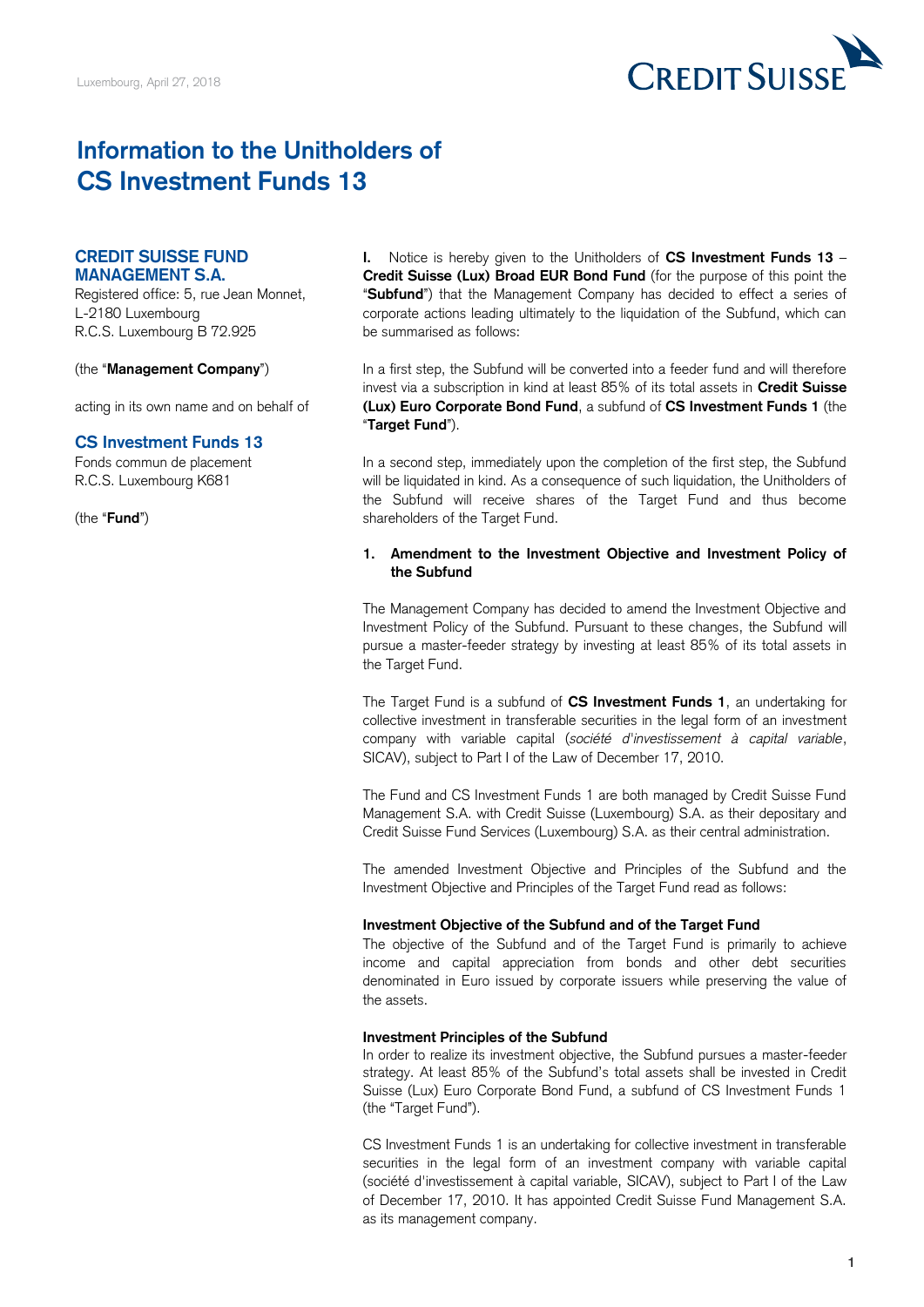Luxembourg, April 27, 2018

# Information to the Unitholders of CS Investment Funds 13

**CREDIT SUISSE FUND MANAGEMENT S.A.**
Registered office: 5, rue Jean Monnet, L-2180 Luxembourg
R.C.S. Luxembourg B 72.925

(the "**Management Company**")

acting in its own name and on behalf of

**CS Investment Funds 13**
Fonds commun de placement
R.C.S. Luxembourg K681

(the "**Fund**")

**I.** Notice is hereby given to the Unitholders of **CS Investment Funds 13** – **Credit Suisse (Lux) Broad EUR Bond Fund** (for the purpose of this point the "**Subfund**") that the Management Company has decided to effect a series of corporate actions leading ultimately to the liquidation of the Subfund, which can be summarised as follows:

In a first step, the Subfund will be converted into a feeder fund and will therefore invest via a subscription in kind at least 85% of its total assets in **Credit Suisse (Lux) Euro Corporate Bond Fund**, a subfund of **CS Investment Funds 1** (the "**Target Fund**").

In a second step, immediately upon the completion of the first step, the Subfund will be liquidated in kind. As a consequence of such liquidation, the Unitholders of the Subfund will receive shares of the Target Fund and thus become shareholders of the Target Fund.

### 1. Amendment to the Investment Objective and Investment Policy of the Subfund

The Management Company has decided to amend the Investment Objective and Investment Policy of the Subfund. Pursuant to these changes, the Subfund will pursue a master-feeder strategy by investing at least 85% of its total assets in the Target Fund.

The Target Fund is a subfund of **CS Investment Funds 1**, an undertaking for collective investment in transferable securities in the legal form of an investment company with variable capital (*société d'investissement à capital variable*, SICAV), subject to Part I of the Law of December 17, 2010.

The Fund and CS Investment Funds 1 are both managed by Credit Suisse Fund Management S.A. with Credit Suisse (Luxembourg) S.A. as their depositary and Credit Suisse Fund Services (Luxembourg) S.A. as their central administration.

The amended Investment Objective and Principles of the Subfund and the Investment Objective and Principles of the Target Fund read as follows:

**Investment Objective of the Subfund and of the Target Fund**
The objective of the Subfund and of the Target Fund is primarily to achieve income and capital appreciation from bonds and other debt securities denominated in Euro issued by corporate issuers while preserving the value of the assets.

**Investment Principles of the Subfund**
In order to realize its investment objective, the Subfund pursues a master-feeder strategy. At least 85% of the Subfund's total assets shall be invested in Credit Suisse (Lux) Euro Corporate Bond Fund, a subfund of CS Investment Funds 1 (the "Target Fund").

CS Investment Funds 1 is an undertaking for collective investment in transferable securities in the legal form of an investment company with variable capital (société d'investissement à capital variable, SICAV), subject to Part I of the Law of December 17, 2010. It has appointed Credit Suisse Fund Management S.A. as its management company.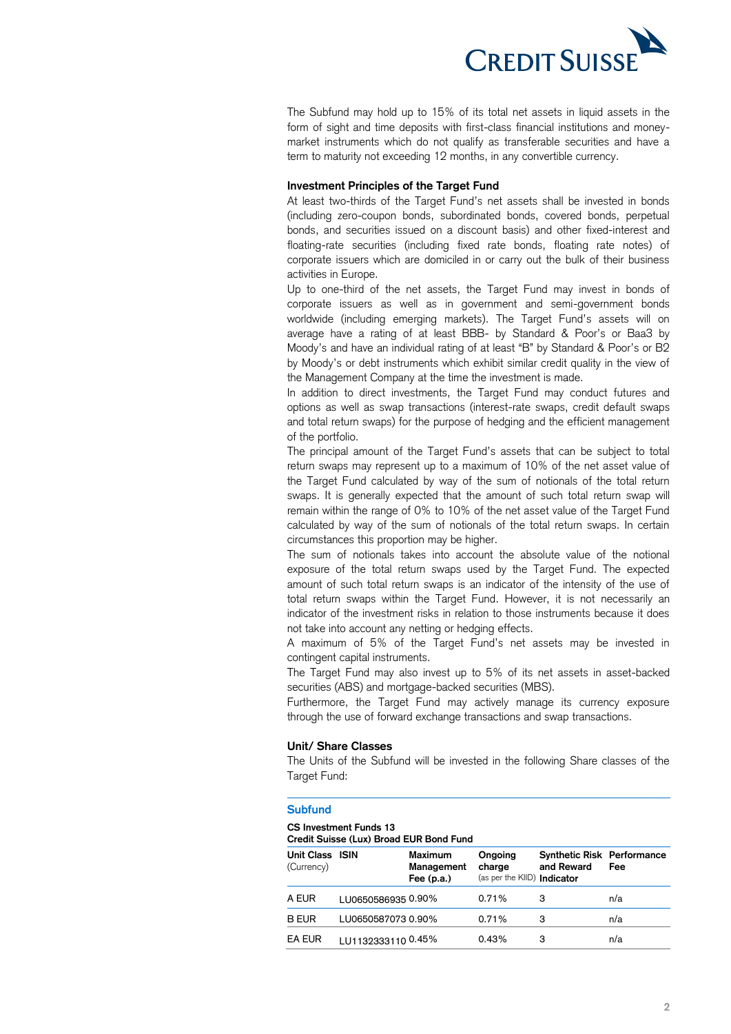The Subfund may hold up to 15% of its total net assets in liquid assets in the form of sight and time deposits with first-class financial institutions and money-market instruments which do not qualify as transferable securities and have a term to maturity not exceeding 12 months, in any convertible currency.

### Investment Principles of the Target Fund

At least two-thirds of the Target Fund's net assets shall be invested in bonds (including zero-coupon bonds, subordinated bonds, covered bonds, perpetual bonds, and securities issued on a discount basis) and other fixed-interest and floating-rate securities (including fixed rate bonds, floating rate notes) of corporate issuers which are domiciled in or carry out the bulk of their business activities in Europe.

Up to one-third of the net assets, the Target Fund may invest in bonds of corporate issuers as well as in government and semi-government bonds worldwide (including emerging markets). The Target Fund's assets will on average have a rating of at least BBB- by Standard & Poor's or Baa3 by Moody's and have an individual rating of at least "B" by Standard & Poor's or B2 by Moody's or debt instruments which exhibit similar credit quality in the view of the Management Company at the time the investment is made.

In addition to direct investments, the Target Fund may conduct futures and options as well as swap transactions (interest-rate swaps, credit default swaps and total return swaps) for the purpose of hedging and the efficient management of the portfolio.

The principal amount of the Target Fund's assets that can be subject to total return swaps may represent up to a maximum of 10% of the net asset value of the Target Fund calculated by way of the sum of notionals of the total return swaps. It is generally expected that the amount of such total return swap will remain within the range of 0% to 10% of the net asset value of the Target Fund calculated by way of the sum of notionals of the total return swaps. In certain circumstances this proportion may be higher.

The sum of notionals takes into account the absolute value of the notional exposure of the total return swaps used by the Target Fund. The expected amount of such total return swaps is an indicator of the intensity of the use of total return swaps within the Target Fund. However, it is not necessarily an indicator of the investment risks in relation to those instruments because it does not take into account any netting or hedging effects.

A maximum of 5% of the Target Fund's net assets may be invested in contingent capital instruments.

The Target Fund may also invest up to 5% of its net assets in asset-backed securities (ABS) and mortgage-backed securities (MBS).

Furthermore, the Target Fund may actively manage its currency exposure through the use of forward exchange transactions and swap transactions.

### Unit/ Share Classes

The Units of the Subfund will be invested in the following Share classes of the Target Fund:

### Subfund

**CS Investment Funds 13**
**Credit Suisse (Lux) Broad EUR Bond Fund**

| Unit Class (Currency) | ISIN | Maximum Management Fee (p.a.) | Ongoing charge (as per the KIID) | Synthetic Risk and Reward Indicator | Performance Fee |
|---|---|---|---|---|---|
| A EUR | LU0650586935 | 0.90% | 0.71% | 3 | n/a |
| B EUR | LU0650587073 | 0.90% | 0.71% | 3 | n/a |
| EA EUR | LU1132333110 | 0.45% | 0.43% | 3 | n/a |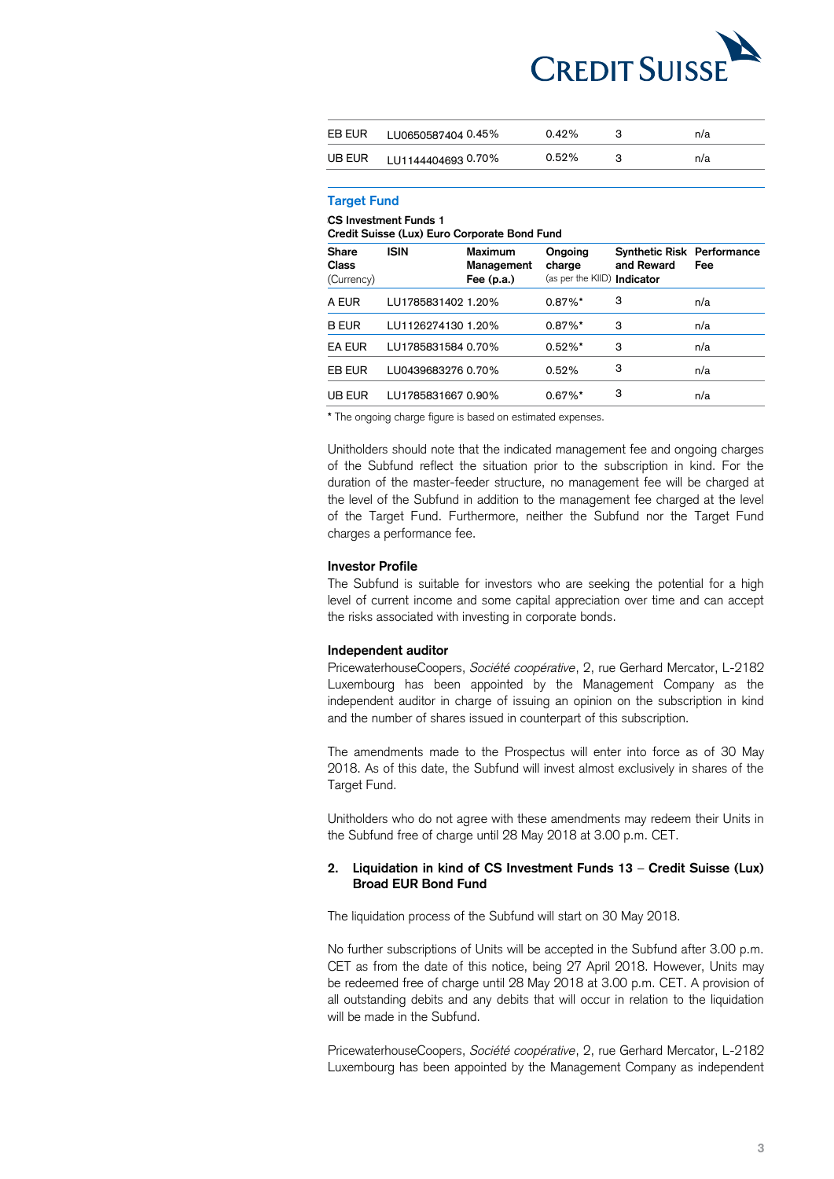| | | | | | |
|---|---|---|---|---|---|
| EB EUR | LU0650587404 | 0.45% | 0.42% | 3 | n/a |
| UB EUR | LU1144404693 | 0.70% | 0.52% | 3 | n/a |

### Target Fund

**CS Investment Funds 1**
**Credit Suisse (Lux) Euro Corporate Bond Fund**

| **Share Class** (Currency) | **ISIN** | **Maximum Management Fee (p.a.)** | **Ongoing charge** (as per the KIID) | **Synthetic Risk and Reward Indicator** | **Performance Fee** |
|---|---|---|---|---|---|
| A EUR | LU1785831402 | 1.20% | 0.87%* | 3 | n/a |
| B EUR | LU1126274130 | 1.20% | 0.87%* | 3 | n/a |
| EA EUR | LU1785831584 | 0.70% | 0.52%* | 3 | n/a |
| EB EUR | LU0439683276 | 0.70% | 0.52% | 3 | n/a |
| UB EUR | LU1785831667 | 0.90% | 0.67%* | 3 | n/a |

* The ongoing charge figure is based on estimated expenses.

Unitholders should note that the indicated management fee and ongoing charges of the Subfund reflect the situation prior to the subscription in kind. For the duration of the master-feeder structure, no management fee will be charged at the level of the Subfund in addition to the management fee charged at the level of the Target Fund. Furthermore, neither the Subfund nor the Target Fund charges a performance fee.

**Investor Profile**
The Subfund is suitable for investors who are seeking the potential for a high level of current income and some capital appreciation over time and can accept the risks associated with investing in corporate bonds.

**Independent auditor**
PricewaterhouseCoopers, *Société coopérative*, 2, rue Gerhard Mercator, L-2182 Luxembourg has been appointed by the Management Company as the independent auditor in charge of issuing an opinion on the subscription in kind and the number of shares issued in counterpart of this subscription.

The amendments made to the Prospectus will enter into force as of 30 May 2018. As of this date, the Subfund will invest almost exclusively in shares of the Target Fund.

Unitholders who do not agree with these amendments may redeem their Units in the Subfund free of charge until 28 May 2018 at 3.00 p.m. CET.

**2. Liquidation in kind of CS Investment Funds 13 – Credit Suisse (Lux) Broad EUR Bond Fund**

The liquidation process of the Subfund will start on 30 May 2018.

No further subscriptions of Units will be accepted in the Subfund after 3.00 p.m. CET as from the date of this notice, being 27 April 2018. However, Units may be redeemed free of charge until 28 May 2018 at 3.00 p.m. CET. A provision of all outstanding debits and any debits that will occur in relation to the liquidation will be made in the Subfund.

PricewaterhouseCoopers, *Société coopérative*, 2, rue Gerhard Mercator, L-2182 Luxembourg has been appointed by the Management Company as independent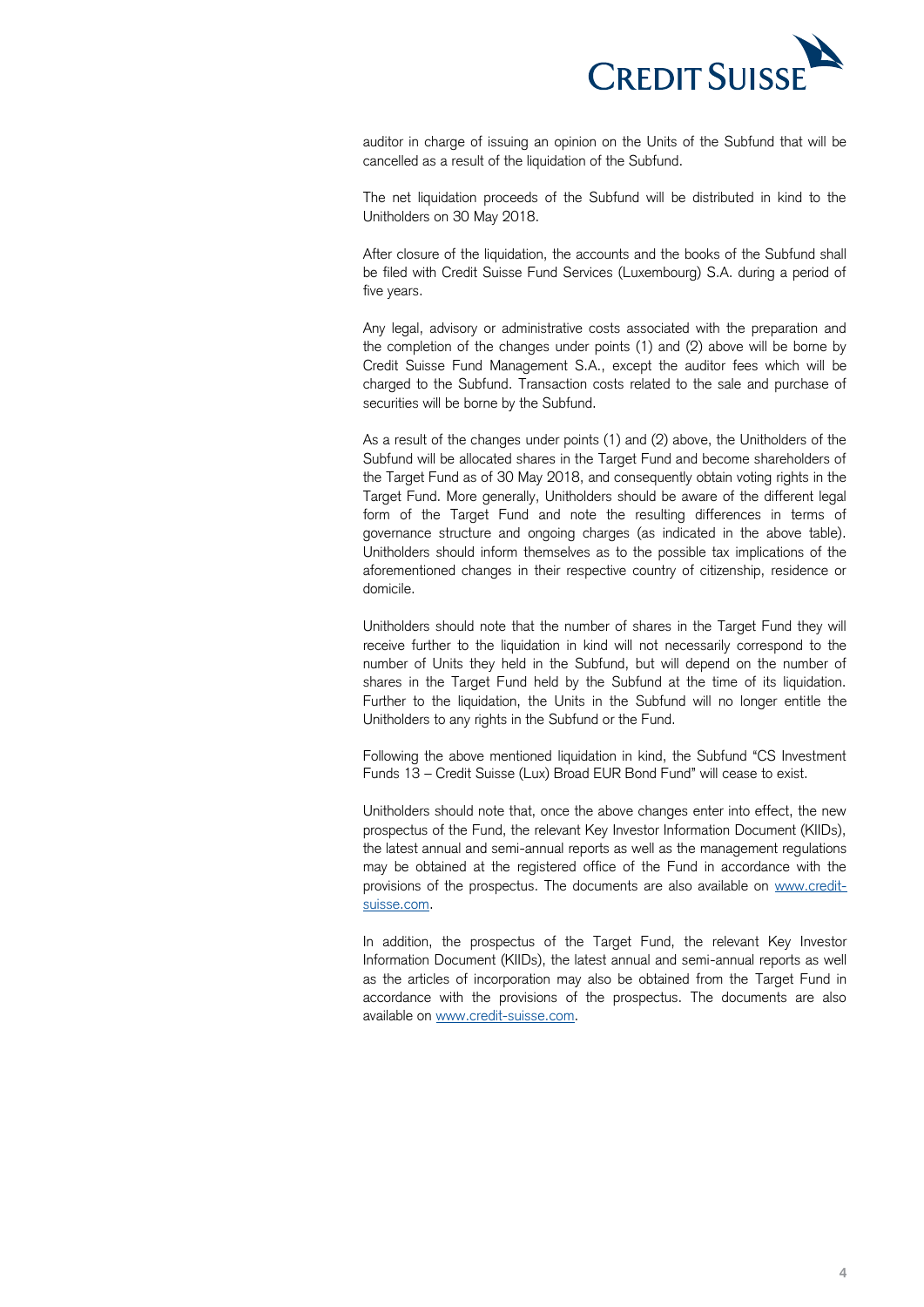auditor in charge of issuing an opinion on the Units of the Subfund that will be cancelled as a result of the liquidation of the Subfund.

The net liquidation proceeds of the Subfund will be distributed in kind to the Unitholders on 30 May 2018.

After closure of the liquidation, the accounts and the books of the Subfund shall be filed with Credit Suisse Fund Services (Luxembourg) S.A. during a period of five years.

Any legal, advisory or administrative costs associated with the preparation and the completion of the changes under points (1) and (2) above will be borne by Credit Suisse Fund Management S.A., except the auditor fees which will be charged to the Subfund. Transaction costs related to the sale and purchase of securities will be borne by the Subfund.

As a result of the changes under points (1) and (2) above, the Unitholders of the Subfund will be allocated shares in the Target Fund and become shareholders of the Target Fund as of 30 May 2018, and consequently obtain voting rights in the Target Fund. More generally, Unitholders should be aware of the different legal form of the Target Fund and note the resulting differences in terms of governance structure and ongoing charges (as indicated in the above table). Unitholders should inform themselves as to the possible tax implications of the aforementioned changes in their respective country of citizenship, residence or domicile.

Unitholders should note that the number of shares in the Target Fund they will receive further to the liquidation in kind will not necessarily correspond to the number of Units they held in the Subfund, but will depend on the number of shares in the Target Fund held by the Subfund at the time of its liquidation. Further to the liquidation, the Units in the Subfund will no longer entitle the Unitholders to any rights in the Subfund or the Fund.

Following the above mentioned liquidation in kind, the Subfund "CS Investment Funds 13 – Credit Suisse (Lux) Broad EUR Bond Fund" will cease to exist.

Unitholders should note that, once the above changes enter into effect, the new prospectus of the Fund, the relevant Key Investor Information Document (KIIDs), the latest annual and semi-annual reports as well as the management regulations may be obtained at the registered office of the Fund in accordance with the provisions of the prospectus. The documents are also available on www.credit-suisse.com.

In addition, the prospectus of the Target Fund, the relevant Key Investor Information Document (KIIDs), the latest annual and semi-annual reports as well as the articles of incorporation may also be obtained from the Target Fund in accordance with the provisions of the prospectus. The documents are also available on www.credit-suisse.com.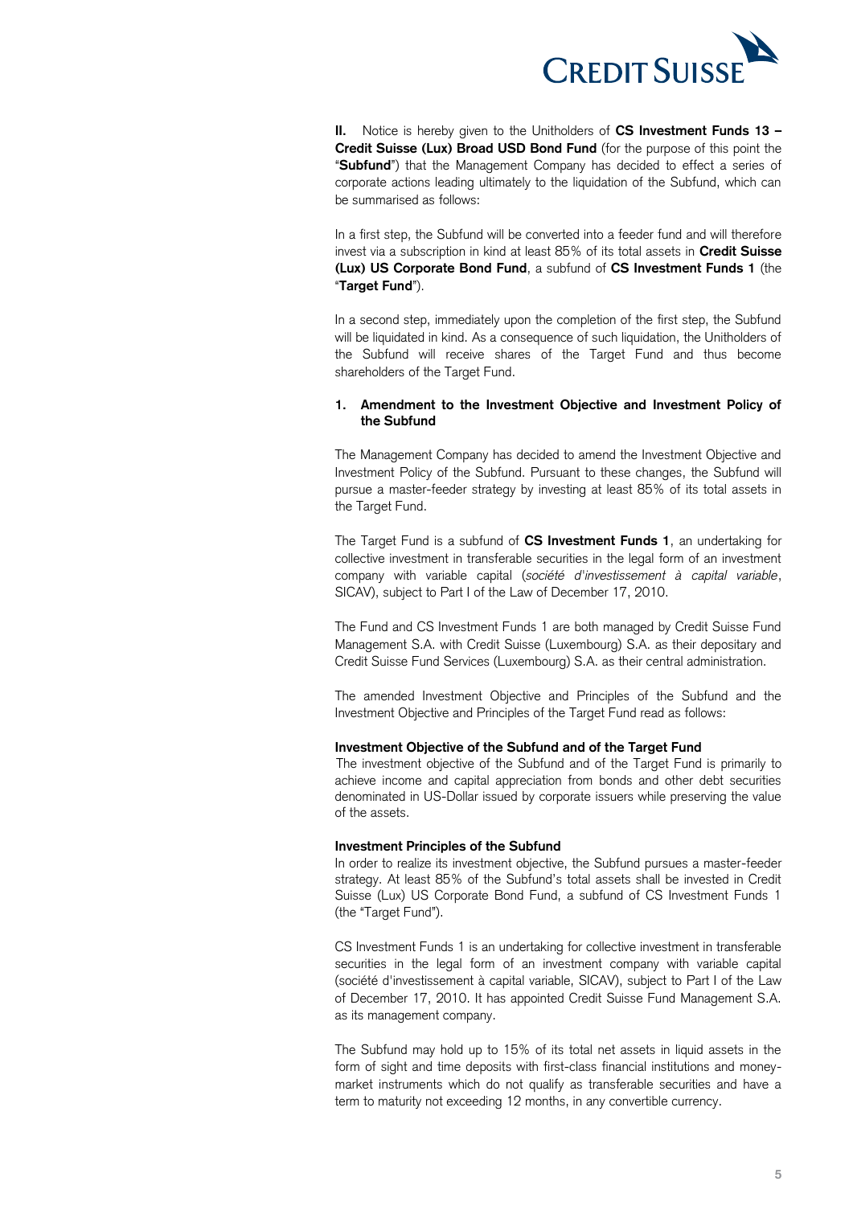**II.** Notice is hereby given to the Unitholders of **CS Investment Funds 13 – Credit Suisse (Lux) Broad USD Bond Fund** (for the purpose of this point the "**Subfund**") that the Management Company has decided to effect a series of corporate actions leading ultimately to the liquidation of the Subfund, which can be summarised as follows:

In a first step, the Subfund will be converted into a feeder fund and will therefore invest via a subscription in kind at least 85% of its total assets in **Credit Suisse (Lux) US Corporate Bond Fund**, a subfund of **CS Investment Funds 1** (the "**Target Fund**").

In a second step, immediately upon the completion of the first step, the Subfund will be liquidated in kind. As a consequence of such liquidation, the Unitholders of the Subfund will receive shares of the Target Fund and thus become shareholders of the Target Fund.

**1. Amendment to the Investment Objective and Investment Policy of the Subfund**

The Management Company has decided to amend the Investment Objective and Investment Policy of the Subfund. Pursuant to these changes, the Subfund will pursue a master-feeder strategy by investing at least 85% of its total assets in the Target Fund.

The Target Fund is a subfund of **CS Investment Funds 1**, an undertaking for collective investment in transferable securities in the legal form of an investment company with variable capital (*société d'investissement à capital variable*, SICAV), subject to Part I of the Law of December 17, 2010.

The Fund and CS Investment Funds 1 are both managed by Credit Suisse Fund Management S.A. with Credit Suisse (Luxembourg) S.A. as their depositary and Credit Suisse Fund Services (Luxembourg) S.A. as their central administration.

The amended Investment Objective and Principles of the Subfund and the Investment Objective and Principles of the Target Fund read as follows:

**Investment Objective of the Subfund and of the Target Fund**

The investment objective of the Subfund and of the Target Fund is primarily to achieve income and capital appreciation from bonds and other debt securities denominated in US-Dollar issued by corporate issuers while preserving the value of the assets.

**Investment Principles of the Subfund**

In order to realize its investment objective, the Subfund pursues a master-feeder strategy. At least 85% of the Subfund's total assets shall be invested in Credit Suisse (Lux) US Corporate Bond Fund, a subfund of CS Investment Funds 1 (the "Target Fund").

CS Investment Funds 1 is an undertaking for collective investment in transferable securities in the legal form of an investment company with variable capital (société d'investissement à capital variable, SICAV), subject to Part I of the Law of December 17, 2010. It has appointed Credit Suisse Fund Management S.A. as its management company.

The Subfund may hold up to 15% of its total net assets in liquid assets in the form of sight and time deposits with first-class financial institutions and money-market instruments which do not qualify as transferable securities and have a term to maturity not exceeding 12 months, in any convertible currency.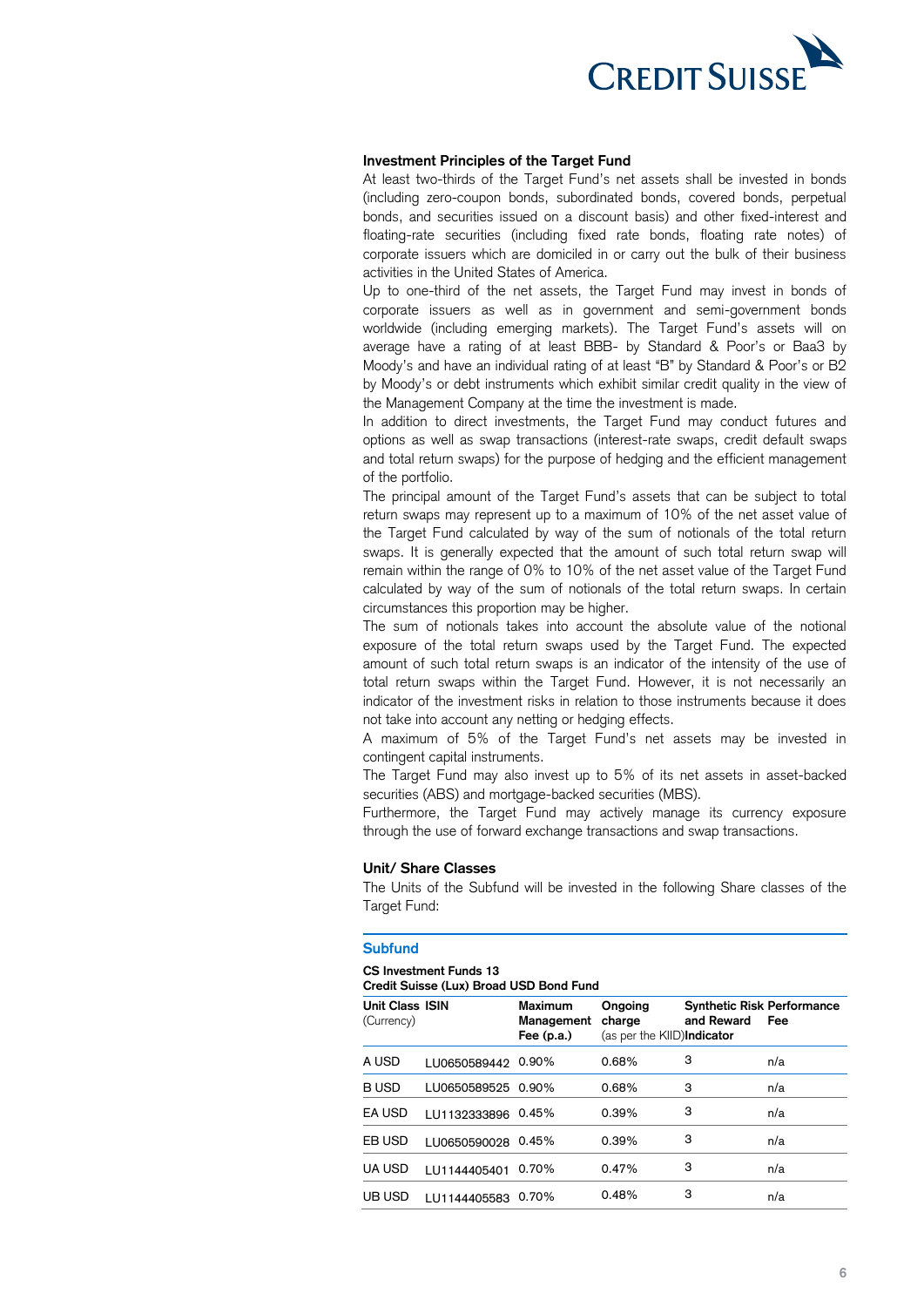### Investment Principles of the Target Fund

At least two-thirds of the Target Fund's net assets shall be invested in bonds (including zero-coupon bonds, subordinated bonds, covered bonds, perpetual bonds, and securities issued on a discount basis) and other fixed-interest and floating-rate securities (including fixed rate bonds, floating rate notes) of corporate issuers which are domiciled in or carry out the bulk of their business activities in the United States of America.

Up to one-third of the net assets, the Target Fund may invest in bonds of corporate issuers as well as in government and semi-government bonds worldwide (including emerging markets). The Target Fund's assets will on average have a rating of at least BBB- by Standard & Poor's or Baa3 by Moody's and have an individual rating of at least "B" by Standard & Poor's or B2 by Moody's or debt instruments which exhibit similar credit quality in the view of the Management Company at the time the investment is made.

In addition to direct investments, the Target Fund may conduct futures and options as well as swap transactions (interest-rate swaps, credit default swaps and total return swaps) for the purpose of hedging and the efficient management of the portfolio.

The principal amount of the Target Fund's assets that can be subject to total return swaps may represent up to a maximum of 10% of the net asset value of the Target Fund calculated by way of the sum of notionals of the total return swaps. It is generally expected that the amount of such total return swap will remain within the range of 0% to 10% of the net asset value of the Target Fund calculated by way of the sum of notionals of the total return swaps. In certain circumstances this proportion may be higher.

The sum of notionals takes into account the absolute value of the notional exposure of the total return swaps used by the Target Fund. The expected amount of such total return swaps is an indicator of the intensity of the use of total return swaps within the Target Fund. However, it is not necessarily an indicator of the investment risks in relation to those instruments because it does not take into account any netting or hedging effects.

A maximum of 5% of the Target Fund's net assets may be invested in contingent capital instruments.

The Target Fund may also invest up to 5% of its net assets in asset-backed securities (ABS) and mortgage-backed securities (MBS).

Furthermore, the Target Fund may actively manage its currency exposure through the use of forward exchange transactions and swap transactions.

### Unit/ Share Classes

The Units of the Subfund will be invested in the following Share classes of the Target Fund:

#### Subfund

**CS Investment Funds 13**
**Credit Suisse (Lux) Broad USD Bond Fund**

| **Unit Class** (Currency) | **ISIN** | **Maximum Management Fee (p.a.)** | **Ongoing charge** (as per the KIID) | **Synthetic Risk and Reward Indicator** | **Performance Fee** |
|---|---|---|---|---|---|
| A USD | LU0650589442 | 0.90% | 0.68% | 3 | n/a |
| B USD | LU0650589525 | 0.90% | 0.68% | 3 | n/a |
| EA USD | LU1132333896 | 0.45% | 0.39% | 3 | n/a |
| EB USD | LU0650590028 | 0.45% | 0.39% | 3 | n/a |
| UA USD | LU1144405401 | 0.70% | 0.47% | 3 | n/a |
| UB USD | LU1144405583 | 0.70% | 0.48% | 3 | n/a |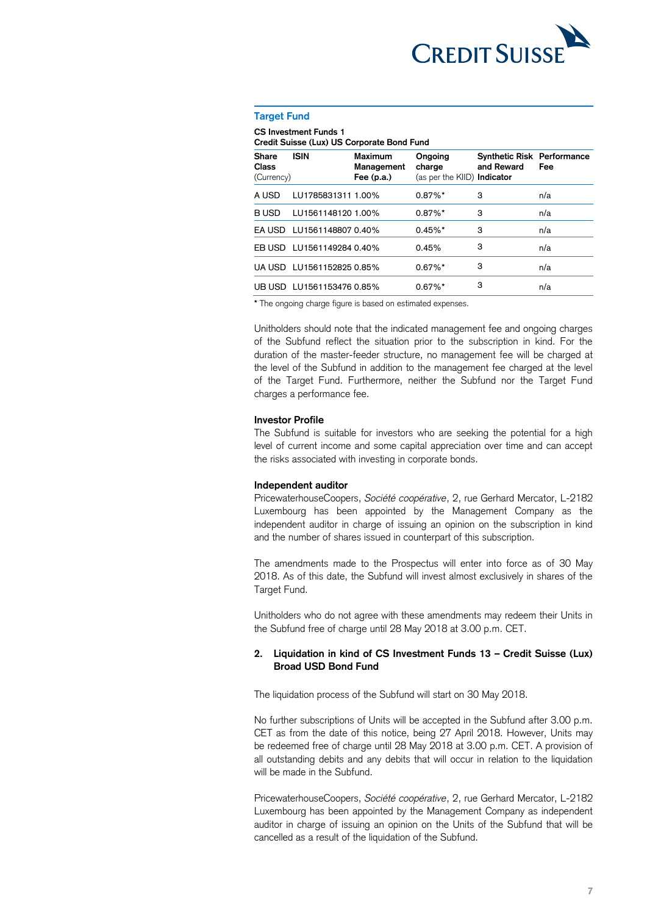### Target Fund

**CS Investment Funds 1**
**Credit Suisse (Lux) US Corporate Bond Fund**

| **Share Class** (Currency) | **ISIN** | **Maximum Management Fee (p.a.)** | **Ongoing charge** (as per the KIID) | **Synthetic Risk and Reward Indicator** | **Performance Fee** |
|---|---|---|---|---|---|
| A USD | LU1785831311 | 1.00% | 0.87%* | 3 | n/a |
| B USD | LU1561148120 | 1.00% | 0.87%* | 3 | n/a |
| EA USD | LU1561148807 | 0.40% | 0.45%* | 3 | n/a |
| EB USD | LU1561149284 | 0.40% | 0.45% | 3 | n/a |
| UA USD | LU1561152825 | 0.85% | 0.67%* | 3 | n/a |
| UB USD | LU1561153476 | 0.85% | 0.67%* | 3 | n/a |

* The ongoing charge figure is based on estimated expenses.

Unitholders should note that the indicated management fee and ongoing charges of the Subfund reflect the situation prior to the subscription in kind. For the duration of the master-feeder structure, no management fee will be charged at the level of the Subfund in addition to the management fee charged at the level of the Target Fund. Furthermore, neither the Subfund nor the Target Fund charges a performance fee.

**Investor Profile**

The Subfund is suitable for investors who are seeking the potential for a high level of current income and some capital appreciation over time and can accept the risks associated with investing in corporate bonds.

**Independent auditor**

PricewaterhouseCoopers, *Société coopérative*, 2, rue Gerhard Mercator, L-2182 Luxembourg has been appointed by the Management Company as the independent auditor in charge of issuing an opinion on the subscription in kind and the number of shares issued in counterpart of this subscription.

The amendments made to the Prospectus will enter into force as of 30 May 2018. As of this date, the Subfund will invest almost exclusively in shares of the Target Fund.

Unitholders who do not agree with these amendments may redeem their Units in the Subfund free of charge until 28 May 2018 at 3.00 p.m. CET.

## 2. Liquidation in kind of CS Investment Funds 13 – Credit Suisse (Lux) Broad USD Bond Fund

The liquidation process of the Subfund will start on 30 May 2018.

No further subscriptions of Units will be accepted in the Subfund after 3.00 p.m. CET as from the date of this notice, being 27 April 2018. However, Units may be redeemed free of charge until 28 May 2018 at 3.00 p.m. CET. A provision of all outstanding debits and any debits that will occur in relation to the liquidation will be made in the Subfund.

PricewaterhouseCoopers, *Société coopérative*, 2, rue Gerhard Mercator, L-2182 Luxembourg has been appointed by the Management Company as independent auditor in charge of issuing an opinion on the Units of the Subfund that will be cancelled as a result of the liquidation of the Subfund.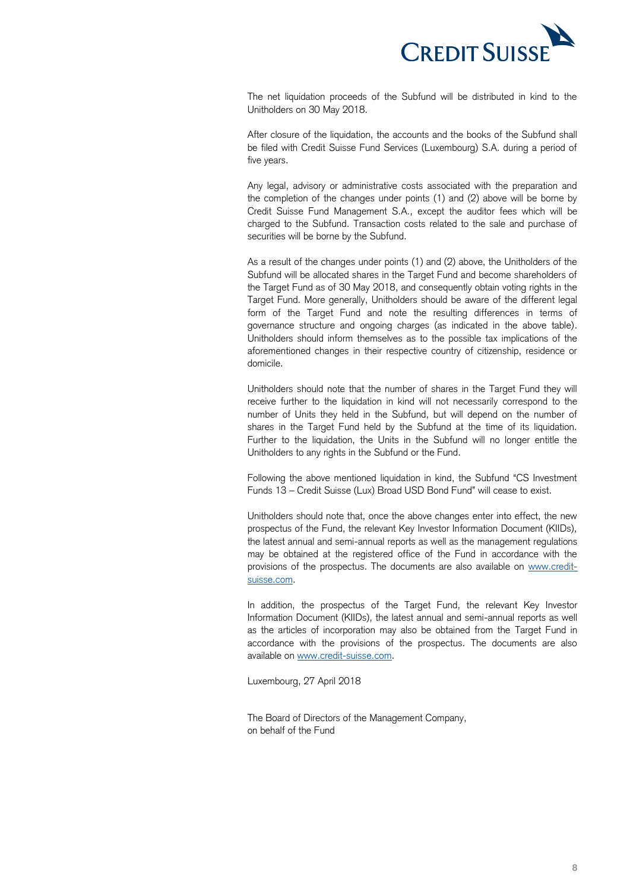The net liquidation proceeds of the Subfund will be distributed in kind to the Unitholders on 30 May 2018.

After closure of the liquidation, the accounts and the books of the Subfund shall be filed with Credit Suisse Fund Services (Luxembourg) S.A. during a period of five years.

Any legal, advisory or administrative costs associated with the preparation and the completion of the changes under points (1) and (2) above will be borne by Credit Suisse Fund Management S.A., except the auditor fees which will be charged to the Subfund. Transaction costs related to the sale and purchase of securities will be borne by the Subfund.

As a result of the changes under points (1) and (2) above, the Unitholders of the Subfund will be allocated shares in the Target Fund and become shareholders of the Target Fund as of 30 May 2018, and consequently obtain voting rights in the Target Fund. More generally, Unitholders should be aware of the different legal form of the Target Fund and note the resulting differences in terms of governance structure and ongoing charges (as indicated in the above table). Unitholders should inform themselves as to the possible tax implications of the aforementioned changes in their respective country of citizenship, residence or domicile.

Unitholders should note that the number of shares in the Target Fund they will receive further to the liquidation in kind will not necessarily correspond to the number of Units they held in the Subfund, but will depend on the number of shares in the Target Fund held by the Subfund at the time of its liquidation. Further to the liquidation, the Units in the Subfund will no longer entitle the Unitholders to any rights in the Subfund or the Fund.

Following the above mentioned liquidation in kind, the Subfund "CS Investment Funds 13 – Credit Suisse (Lux) Broad USD Bond Fund" will cease to exist.

Unitholders should note that, once the above changes enter into effect, the new prospectus of the Fund, the relevant Key Investor Information Document (KIIDs), the latest annual and semi-annual reports as well as the management regulations may be obtained at the registered office of the Fund in accordance with the provisions of the prospectus. The documents are also available on www.credit-suisse.com.

In addition, the prospectus of the Target Fund, the relevant Key Investor Information Document (KIIDs), the latest annual and semi-annual reports as well as the articles of incorporation may also be obtained from the Target Fund in accordance with the provisions of the prospectus. The documents are also available on www.credit-suisse.com.

Luxembourg, 27 April 2018

The Board of Directors of the Management Company,
on behalf of the Fund